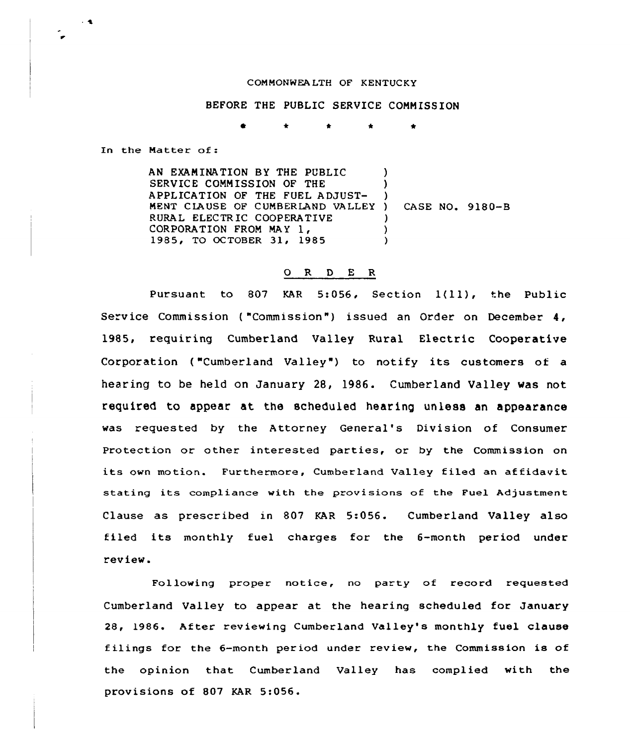COMMONWEALTH OF KENTUCKY

BEFORE THE PUBLIC SERVICE COMMISSION

\* \* \* \* \*

In the Matter of:

| | | |
|---|---|---|
| AN EXAMINATION BY THE PUBLIC SERVICE COMMISSION OF THE APPLICATION OF THE FUEL ADJUSTMENT CLAUSE OF CUMBERLAND VALLEY RURAL ELECTRIC COOPERATIVE CORPORATION FROM MAY 1, 1985, TO OCTOBER 31, 1985 | ) | CASE NO. 9180-B |

## O R D E R

Pursuant to 807 KAR 5:056, Section 1(11), the Public Service Commission ("Commission") issued an Order on December 4, 1985, requiring Cumberland Valley Rural Electric Cooperative Corporation ("Cumberland Valley") to notify its customers of a hearing to be held on January 28, 1986. Cumberland Valley was not required to appear at the scheduled hearing unless an appearance was requested by the Attorney General's Division of Consumer Protection or other interested parties, or by the Commission on its own motion. Furthermore, Cumberland Valley filed an affidavit stating its compliance with the provisions of the Fuel Adjustment Clause as prescribed in 807 KAR 5:056. Cumberland Valley also filed its monthly fuel charges for the 6-month period under review.

Following proper notice, no party of record requested Cumberland Valley to appear at the hearing scheduled for January 28, 1986. After reviewing Cumberland Valley's monthly fuel clause filings for the 6-month period under review, the Commission is of the opinion that Cumberland Valley has complied with the provisions of 807 KAR 5:056.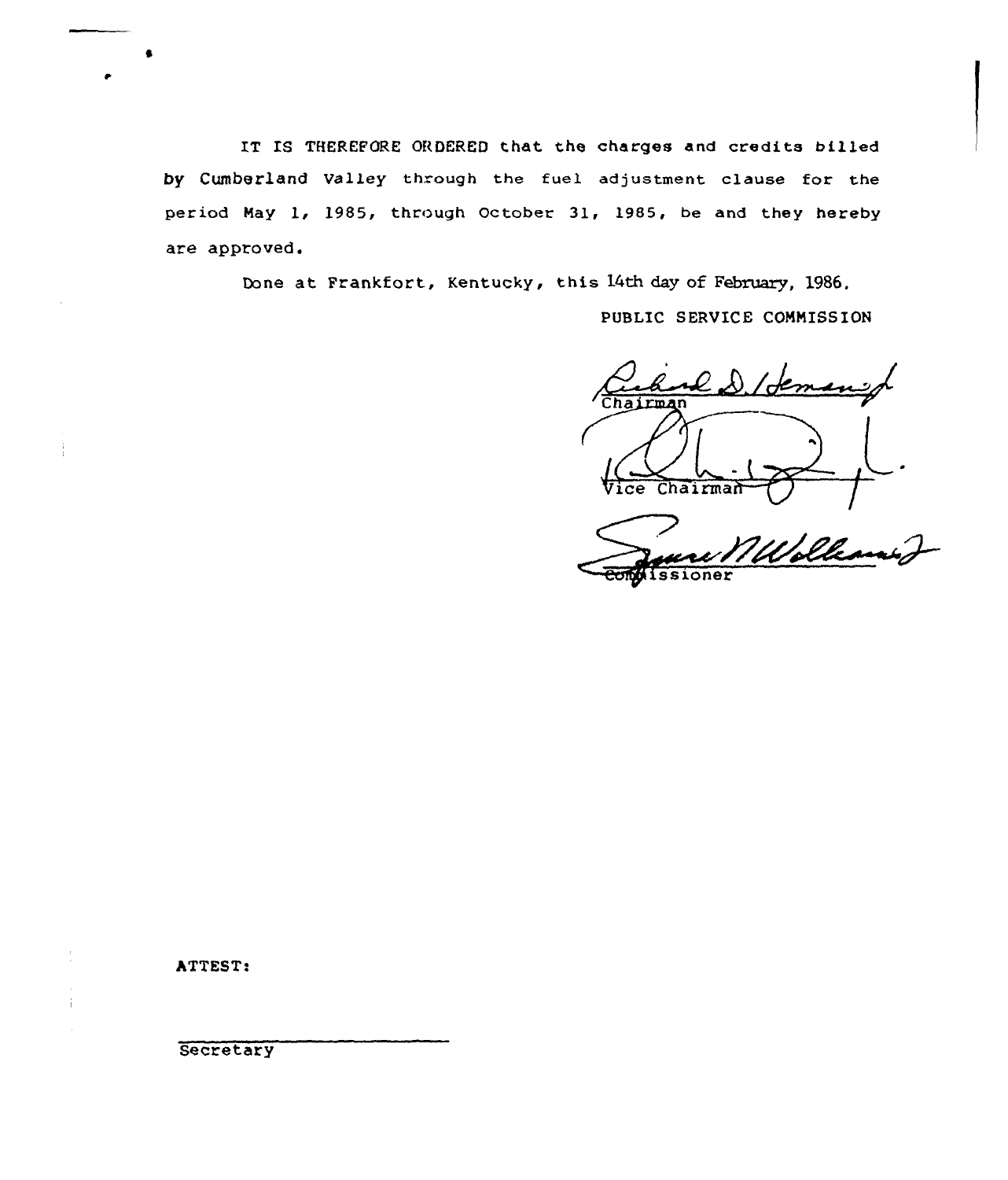IT IS THEREFORE ORDERED that the charges and credits billed by Cumberland Valley through the fuel adjustment clause for the period May 1, 1985, through October 31, 1985, be and they hereby are approved.

Done at Frankfort, Kentucky, this 14th day of February, 1986.

PUBLIC SERVICE COMMISSION

Chairman

Vice Chairman

Commissioner

ATTEST:

Secretary